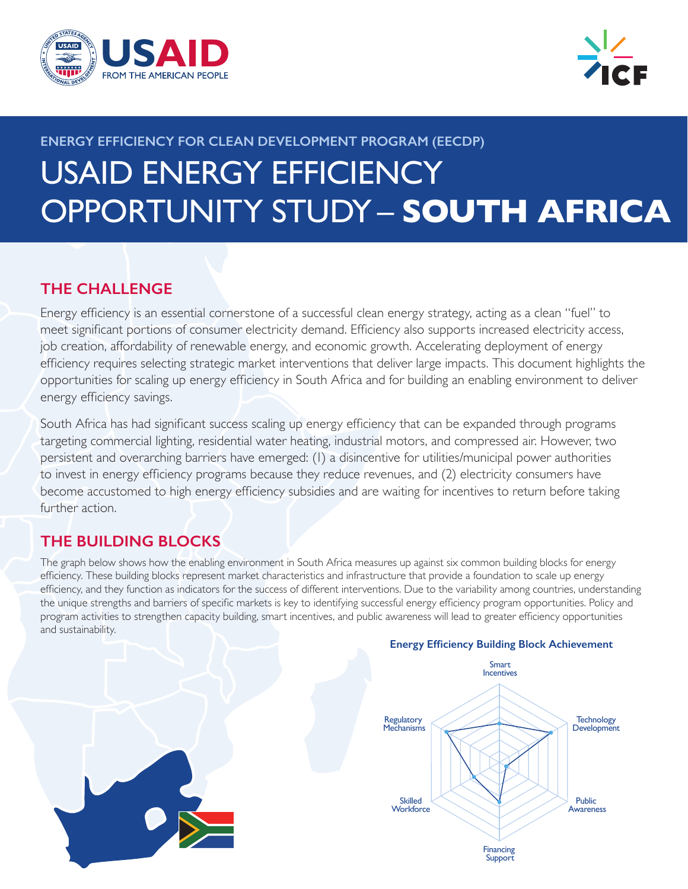ENERGY EFFICIENCY FOR CLEAN DEVELOPMENT PROGRAM (EECDP)

# USAID ENERGY EFFICIENCY OPPORTUNITY STUDY – **SOUTH AFRICA**

## THE CHALLENGE

Energy efficiency is an essential cornerstone of a successful clean energy strategy, acting as a clean "fuel" to meet significant portions of consumer electricity demand. Efficiency also supports increased electricity access, job creation, affordability of renewable energy, and economic growth. Accelerating deployment of energy efficiency requires selecting strategic market interventions that deliver large impacts. This document highlights the opportunities for scaling up energy efficiency in South Africa and for building an enabling environment to deliver energy efficiency savings.

South Africa has had significant success scaling up energy efficiency that can be expanded through programs targeting commercial lighting, residential water heating, industrial motors, and compressed air. However, two persistent and overarching barriers have emerged: (1) a disincentive for utilities/municipal power authorities to invest in energy efficiency programs because they reduce revenues, and (2) electricity consumers have become accustomed to high energy efficiency subsidies and are waiting for incentives to return before taking further action.

## THE BUILDING BLOCKS

The graph below shows how the enabling environment in South Africa measures up against six common building blocks for energy efficiency. These building blocks represent market characteristics and infrastructure that provide a foundation to scale up energy efficiency, and they function as indicators for the success of different interventions. Due to the variability among countries, understanding the unique strengths and barriers of specific markets is key to identifying successful energy efficiency program opportunities. Policy and program activities to strengthen capacity building, smart incentives, and public awareness will lead to greater efficiency opportunities and sustainability.

**Energy Efficiency Building Block Achievement**

Smart Incentives, Technology Development, Public Awareness, Financing Support, Skilled Workforce, Regulatory Mechanisms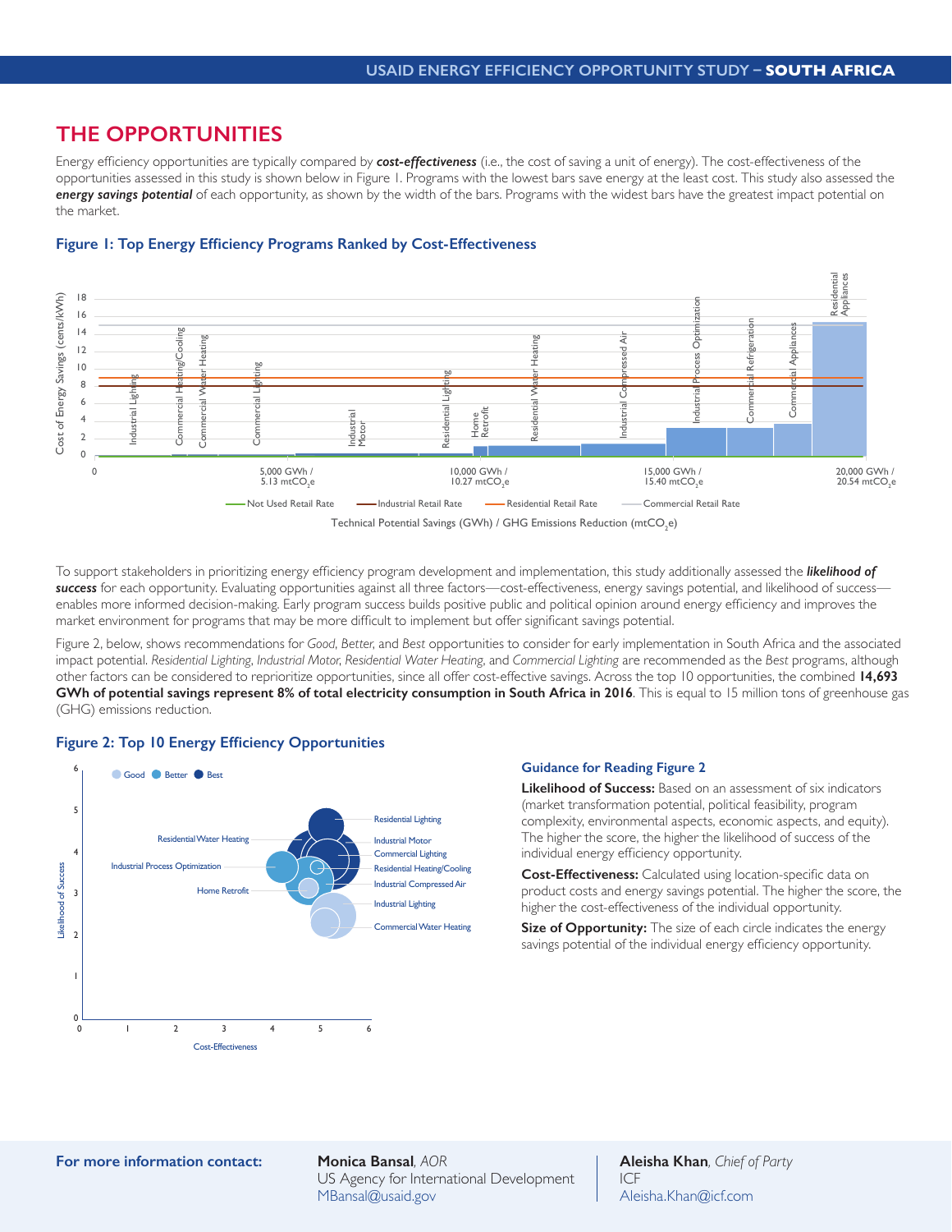## THE OPPORTUNITIES

Energy efficiency opportunities are typically compared by ***cost-effectiveness*** (i.e., the cost of saving a unit of energy). The cost-effectiveness of the opportunities assessed in this study is shown below in Figure 1. Programs with the lowest bars save energy at the least cost. This study also assessed the ***energy savings potential*** of each opportunity, as shown by the width of the bars. Programs with the widest bars have the greatest impact potential on the market.

### Figure 1: Top Energy Efficiency Programs Ranked by Cost-Effectiveness

Cost of Energy Savings (cents/kWh)

18
16
14
12
10
8
6
4
2
0

Industrial Lighting
Commercial Heating/Cooling
Commercial Water Heating
Commercial Lighting
Industrial Motor
Residential Lighting
Home Retrofit
Residential Water Heating
Industrial Compressed Air
Industrial Process Optimization
Commercial Refrigeration
Commercial Appliances
Residential Appliances

0
5,000 GWh / 5.13 mt$CO_2$e
10,000 GWh / 10.27 mt$CO_2$e
15,000 GWh / 15.40 mt$CO_2$e
20,000 GWh / 20.54 mt$CO_2$e

Not Used Retail Rate
Industrial Retail Rate
Residential Retail Rate
Commercial Retail Rate

Technical Potential Savings (GWh) / GHG Emissions Reduction (mt$CO_2$e)

To support stakeholders in prioritizing energy efficiency program development and implementation, this study additionally assessed the ***likelihood of success*** for each opportunity. Evaluating opportunities against all three factors—cost-effectiveness, energy savings potential, and likelihood of success—enables more informed decision-making. Early program success builds positive public and political opinion around energy efficiency and improves the market environment for programs that may be more difficult to implement but offer significant savings potential.

Figure 2, below, shows recommendations for *Good*, *Better*, and *Best* opportunities to consider for early implementation in South Africa and the associated impact potential. *Residential Lighting*, *Industrial Motor*, *Residential Water Heating*, and *Commercial Lighting* are recommended as the *Best* programs, although other factors can be considered to reprioritize opportunities, since all offer cost-effective savings. Across the top 10 opportunities, the combined **14,693 GWh of potential savings represent 8% of total electricity consumption in South Africa in 2016**. This is equal to 15 million tons of greenhouse gas (GHG) emissions reduction.

### Figure 2: Top 10 Energy Efficiency Opportunities

Good
Better
Best

Likelihood of Success

6
5
4
3
2
1
0

Cost-Effectiveness

0
1
2
3
4
5
6

Residential Lighting
Residential Water Heating
Industrial Motor
Commercial Lighting
Industrial Process Optimization
Residential Heating/Cooling
Home Retrofit
Industrial Compressed Air
Industrial Lighting
Commercial Water Heating

#### Guidance for Reading Figure 2

**Likelihood of Success:** Based on an assessment of six indicators (market transformation potential, political feasibility, program complexity, environmental aspects, economic aspects, and equity). The higher the score, the higher the likelihood of success of the individual energy efficiency opportunity.

**Cost-Effectiveness:** Calculated using location-specific data on product costs and energy savings potential. The higher the score, the higher the cost-effectiveness of the individual opportunity.

**Size of Opportunity:** The size of each circle indicates the energy savings potential of the individual energy efficiency opportunity.

**For more information contact:**

**Monica Bansal**, *AOR*
US Agency for International Development
MBansal@usaid.gov

**Aleisha Khan**, *Chief of Party*
ICF
Aleisha.Khan@icf.com